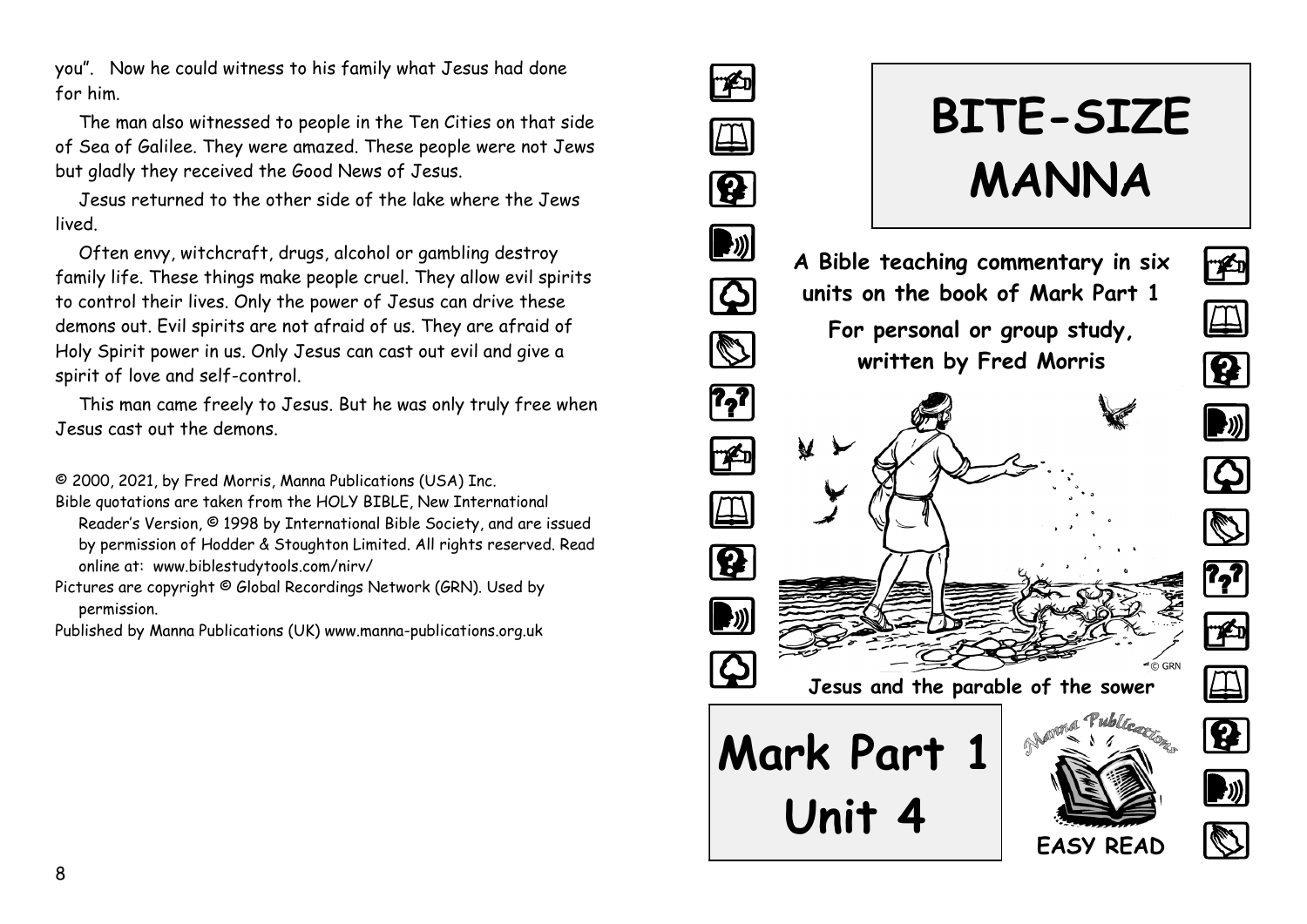you". Now he could witness to his family what Jesus had done for him.

The man also witnessed to people in the Ten Cities on that side of Sea of Galilee. They were amazed. These people were not Jews but gladly they received the Good News of Jesus.

Jesus returned to the other side of the lake where the Jews lived.

Often envy, witchcraft, drugs, alcohol or gambling destroy family life. These things make people cruel. They allow evil spirits to control their lives. Only the power of Jesus can drive these demons out. Evil spirits are not afraid of us. They are afraid of Holy Spirit power in us. Only Jesus can cast out evil and give a spirit of love and self-control.

This man came freely to Jesus. But he was only truly free when Jesus cast out the demons.

© 2000, 2021, by Fred Morris, Manna Publications (USA) Inc.
Bible quotations are taken from the HOLY BIBLE, New International Reader's Version, © 1998 by International Bible Society, and are issued by permission of Hodder & Stoughton Limited. All rights reserved. Read online at: www.biblestudytools.com/nirv/
Pictures are copyright © Global Recordings Network (GRN). Used by permission.
Published by Manna Publications (UK) www.manna-publications.org.uk

# BITE-SIZE MANNA

**A Bible teaching commentary in six units on the book of Mark Part 1**

**For personal or group study, written by Fred Morris**

© GRN

**Jesus and the parable of the sower**

# Mark Part 1 Unit 4

Manna Publications

**EASY READ**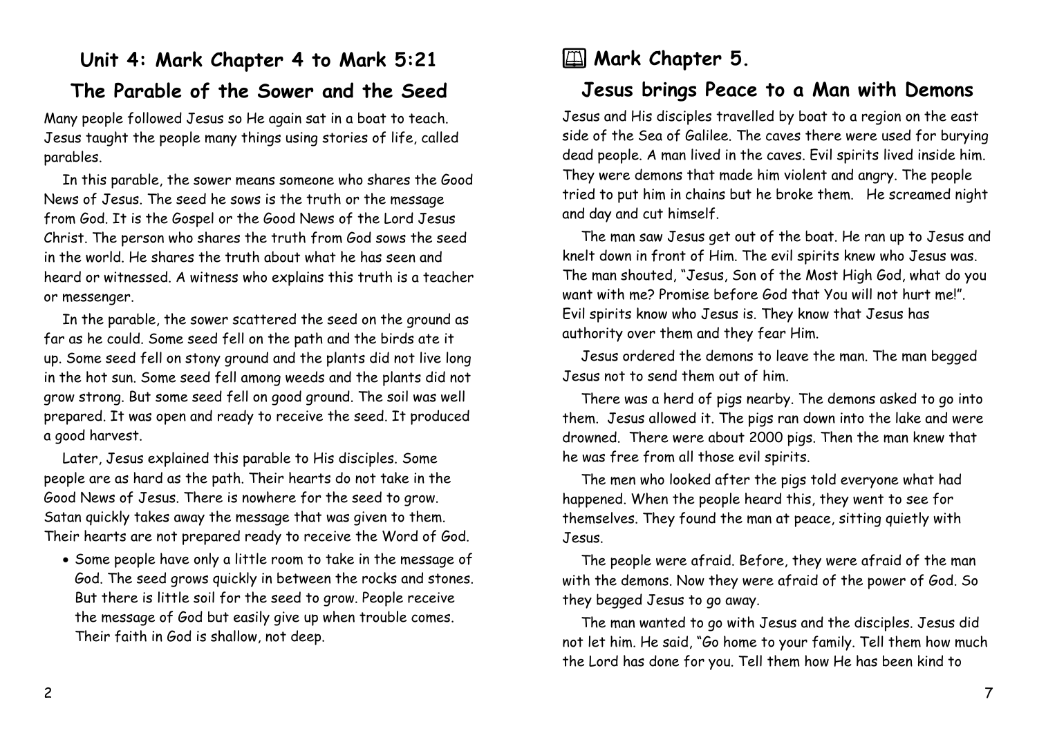# Unit 4: Mark Chapter 4 to Mark 5:21

## The Parable of the Sower and the Seed

Many people followed Jesus so He again sat in a boat to teach. Jesus taught the people many things using stories of life, called parables.

In this parable, the sower means someone who shares the Good News of Jesus. The seed he sows is the truth or the message from God. It is the Gospel or the Good News of the Lord Jesus Christ. The person who shares the truth from God sows the seed in the world. He shares the truth about what he has seen and heard or witnessed. A witness who explains this truth is a teacher or messenger.

In the parable, the sower scattered the seed on the ground as far as he could. Some seed fell on the path and the birds ate it up. Some seed fell on stony ground and the plants did not live long in the hot sun. Some seed fell among weeds and the plants did not grow strong. But some seed fell on good ground. The soil was well prepared. It was open and ready to receive the seed. It produced a good harvest.

Later, Jesus explained this parable to His disciples. Some people are as hard as the path. Their hearts do not take in the Good News of Jesus. There is nowhere for the seed to grow. Satan quickly takes away the message that was given to them. Their hearts are not prepared ready to receive the Word of God.

- Some people have only a little room to take in the message of God. The seed grows quickly in between the rocks and stones. But there is little soil for the seed to grow. People receive the message of God but easily give up when trouble comes. Their faith in God is shallow, not deep.

# Mark Chapter 5.

## Jesus brings Peace to a Man with Demons

Jesus and His disciples travelled by boat to a region on the east side of the Sea of Galilee. The caves there were used for burying dead people. A man lived in the caves. Evil spirits lived inside him. They were demons that made him violent and angry. The people tried to put him in chains but he broke them. He screamed night and day and cut himself.

The man saw Jesus get out of the boat. He ran up to Jesus and knelt down in front of Him. The evil spirits knew who Jesus was. The man shouted, "Jesus, Son of the Most High God, what do you want with me? Promise before God that You will not hurt me!". Evil spirits know who Jesus is. They know that Jesus has authority over them and they fear Him.

Jesus ordered the demons to leave the man. The man begged Jesus not to send them out of him.

There was a herd of pigs nearby. The demons asked to go into them. Jesus allowed it. The pigs ran down into the lake and were drowned. There were about 2000 pigs. Then the man knew that he was free from all those evil spirits.

The men who looked after the pigs told everyone what had happened. When the people heard this, they went to see for themselves. They found the man at peace, sitting quietly with Jesus.

The people were afraid. Before, they were afraid of the man with the demons. Now they were afraid of the power of God. So they begged Jesus to go away.

The man wanted to go with Jesus and the disciples. Jesus did not let him. He said, "Go home to your family. Tell them how much the Lord has done for you. Tell them how He has been kind to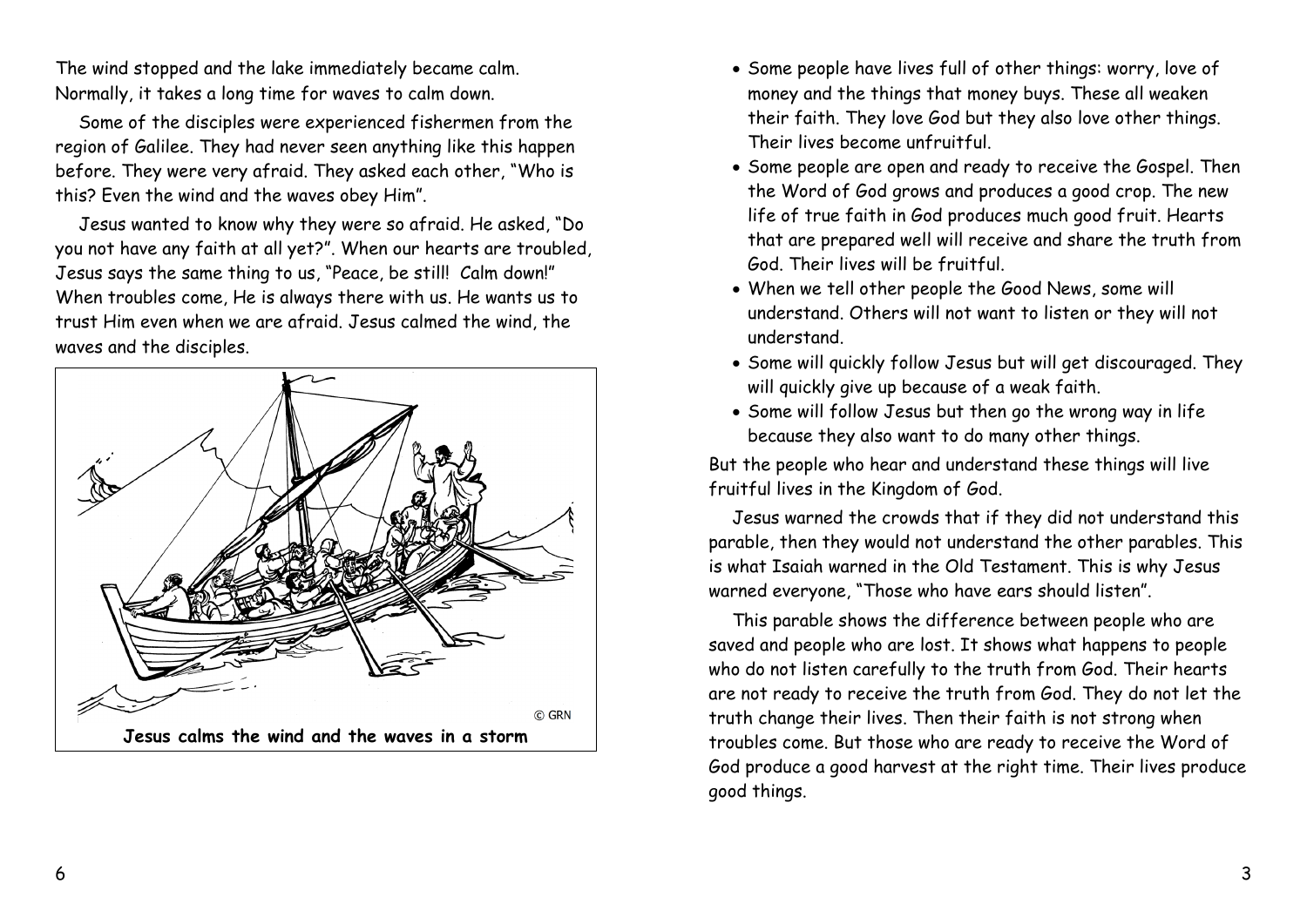The wind stopped and the lake immediately became calm. Normally, it takes a long time for waves to calm down.

Some of the disciples were experienced fishermen from the region of Galilee. They had never seen anything like this happen before. They were very afraid. They asked each other, "Who is this? Even the wind and the waves obey Him".

Jesus wanted to know why they were so afraid. He asked, "Do you not have any faith at all yet?". When our hearts are troubled, Jesus says the same thing to us, "Peace, be still! Calm down!" When troubles come, He is always there with us. He wants us to trust Him even when we are afraid. Jesus calmed the wind, the waves and the disciples.

**Jesus calms the wind and the waves in a storm**

- Some people have lives full of other things: worry, love of money and the things that money buys. These all weaken their faith. They love God but they also love other things. Their lives become unfruitful.
- Some people are open and ready to receive the Gospel. Then the Word of God grows and produces a good crop. The new life of true faith in God produces much good fruit. Hearts that are prepared well will receive and share the truth from God. Their lives will be fruitful.
- When we tell other people the Good News, some will understand. Others will not want to listen or they will not understand.
- Some will quickly follow Jesus but will get discouraged. They will quickly give up because of a weak faith.
- Some will follow Jesus but then go the wrong way in life because they also want to do many other things.

But the people who hear and understand these things will live fruitful lives in the Kingdom of God.

Jesus warned the crowds that if they did not understand this parable, then they would not understand the other parables. This is what Isaiah warned in the Old Testament. This is why Jesus warned everyone, "Those who have ears should listen".

This parable shows the difference between people who are saved and people who are lost. It shows what happens to people who do not listen carefully to the truth from God. Their hearts are not ready to receive the truth from God. They do not let the truth change their lives. Then their faith is not strong when troubles come. But those who are ready to receive the Word of God produce a good harvest at the right time. Their lives produce good things.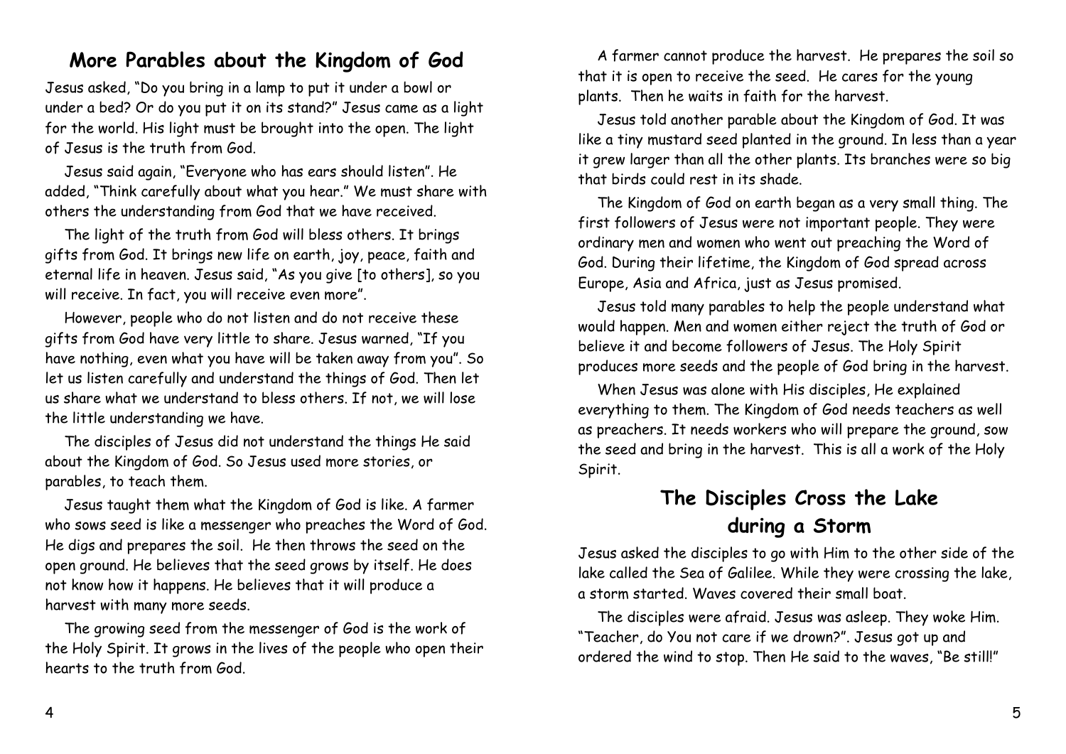## More Parables about the Kingdom of God

Jesus asked, "Do you bring in a lamp to put it under a bowl or under a bed? Or do you put it on its stand?" Jesus came as a light for the world. His light must be brought into the open. The light of Jesus is the truth from God.

Jesus said again, "Everyone who has ears should listen". He added, "Think carefully about what you hear." We must share with others the understanding from God that we have received.

The light of the truth from God will bless others. It brings gifts from God. It brings new life on earth, joy, peace, faith and eternal life in heaven. Jesus said, "As you give [to others], so you will receive. In fact, you will receive even more".

However, people who do not listen and do not receive these gifts from God have very little to share. Jesus warned, "If you have nothing, even what you have will be taken away from you". So let us listen carefully and understand the things of God. Then let us share what we understand to bless others. If not, we will lose the little understanding we have.

The disciples of Jesus did not understand the things He said about the Kingdom of God. So Jesus used more stories, or parables, to teach them.

Jesus taught them what the Kingdom of God is like. A farmer who sows seed is like a messenger who preaches the Word of God. He digs and prepares the soil. He then throws the seed on the open ground. He believes that the seed grows by itself. He does not know how it happens. He believes that it will produce a harvest with many more seeds.

The growing seed from the messenger of God is the work of the Holy Spirit. It grows in the lives of the people who open their hearts to the truth from God.

A farmer cannot produce the harvest. He prepares the soil so that it is open to receive the seed. He cares for the young plants. Then he waits in faith for the harvest.

Jesus told another parable about the Kingdom of God. It was like a tiny mustard seed planted in the ground. In less than a year it grew larger than all the other plants. Its branches were so big that birds could rest in its shade.

The Kingdom of God on earth began as a very small thing. The first followers of Jesus were not important people. They were ordinary men and women who went out preaching the Word of God. During their lifetime, the Kingdom of God spread across Europe, Asia and Africa, just as Jesus promised.

Jesus told many parables to help the people understand what would happen. Men and women either reject the truth of God or believe it and become followers of Jesus. The Holy Spirit produces more seeds and the people of God bring in the harvest.

When Jesus was alone with His disciples, He explained everything to them. The Kingdom of God needs teachers as well as preachers. It needs workers who will prepare the ground, sow the seed and bring in the harvest. This is all a work of the Holy Spirit.

## The Disciples Cross the Lake during a Storm

Jesus asked the disciples to go with Him to the other side of the lake called the Sea of Galilee. While they were crossing the lake, a storm started. Waves covered their small boat.

The disciples were afraid. Jesus was asleep. They woke Him. "Teacher, do You not care if we drown?". Jesus got up and ordered the wind to stop. Then He said to the waves, "Be still!"